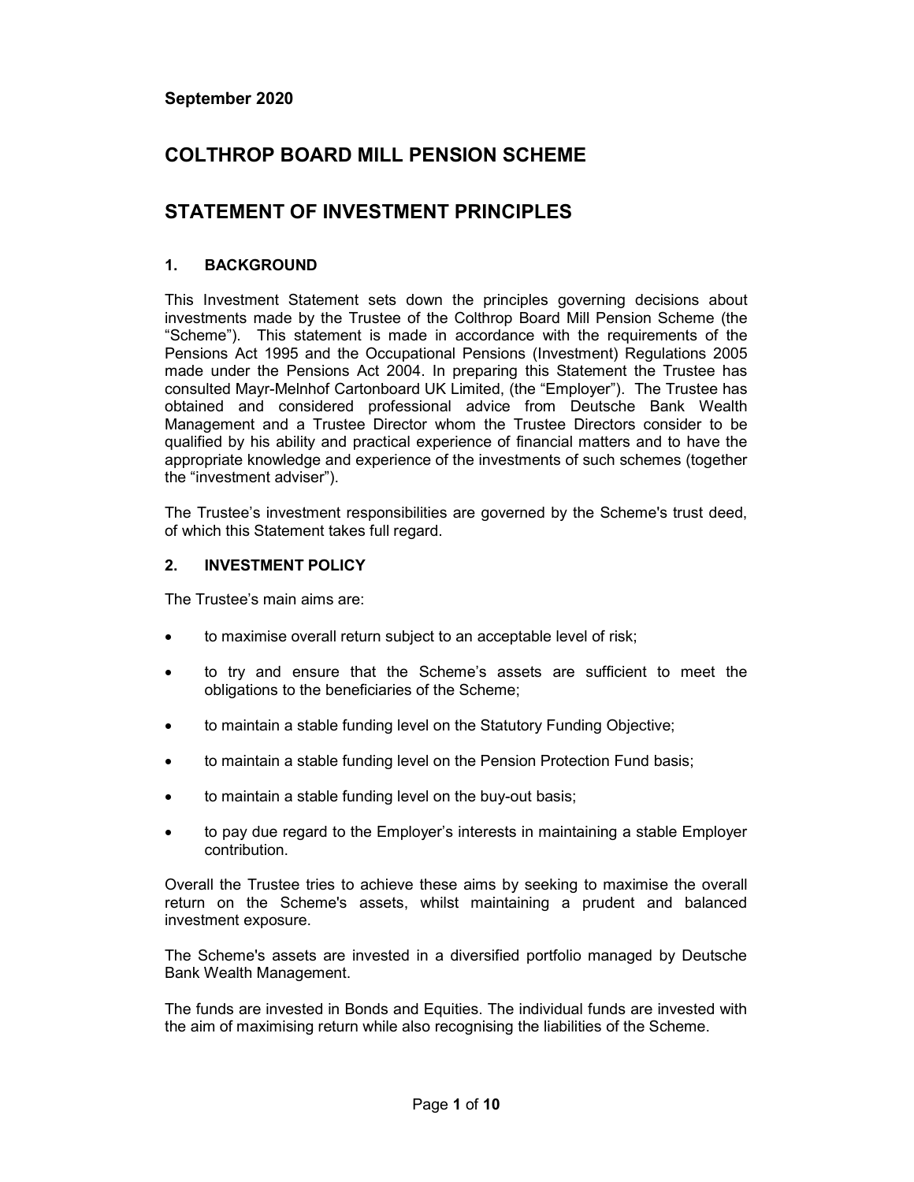**September 2020**

# COLTHROP BOARD MILL PENSION SCHEME

# STATEMENT OF INVESTMENT PRINCIPLES

## 1. BACKGROUND

This Investment Statement sets down the principles governing decisions about investments made by the Trustee of the Colthrop Board Mill Pension Scheme (the "Scheme"). This statement is made in accordance with the requirements of the Pensions Act 1995 and the Occupational Pensions (Investment) Regulations 2005 made under the Pensions Act 2004. In preparing this Statement the Trustee has consulted Mayr-Melnhof Cartonboard UK Limited, (the "Employer"). The Trustee has obtained and considered professional advice from Deutsche Bank Wealth Management and a Trustee Director whom the Trustee Directors consider to be qualified by his ability and practical experience of financial matters and to have the appropriate knowledge and experience of the investments of such schemes (together the "investment adviser").

The Trustee's investment responsibilities are governed by the Scheme's trust deed, of which this Statement takes full regard.

## 2. INVESTMENT POLICY

The Trustee's main aims are:

- to maximise overall return subject to an acceptable level of risk;
- to try and ensure that the Scheme's assets are sufficient to meet the obligations to the beneficiaries of the Scheme;
- to maintain a stable funding level on the Statutory Funding Objective;
- to maintain a stable funding level on the Pension Protection Fund basis;
- to maintain a stable funding level on the buy-out basis;
- to pay due regard to the Employer's interests in maintaining a stable Employer contribution.

Overall the Trustee tries to achieve these aims by seeking to maximise the overall return on the Scheme's assets, whilst maintaining a prudent and balanced investment exposure.

The Scheme's assets are invested in a diversified portfolio managed by Deutsche Bank Wealth Management.

The funds are invested in Bonds and Equities. The individual funds are invested with the aim of maximising return while also recognising the liabilities of the Scheme.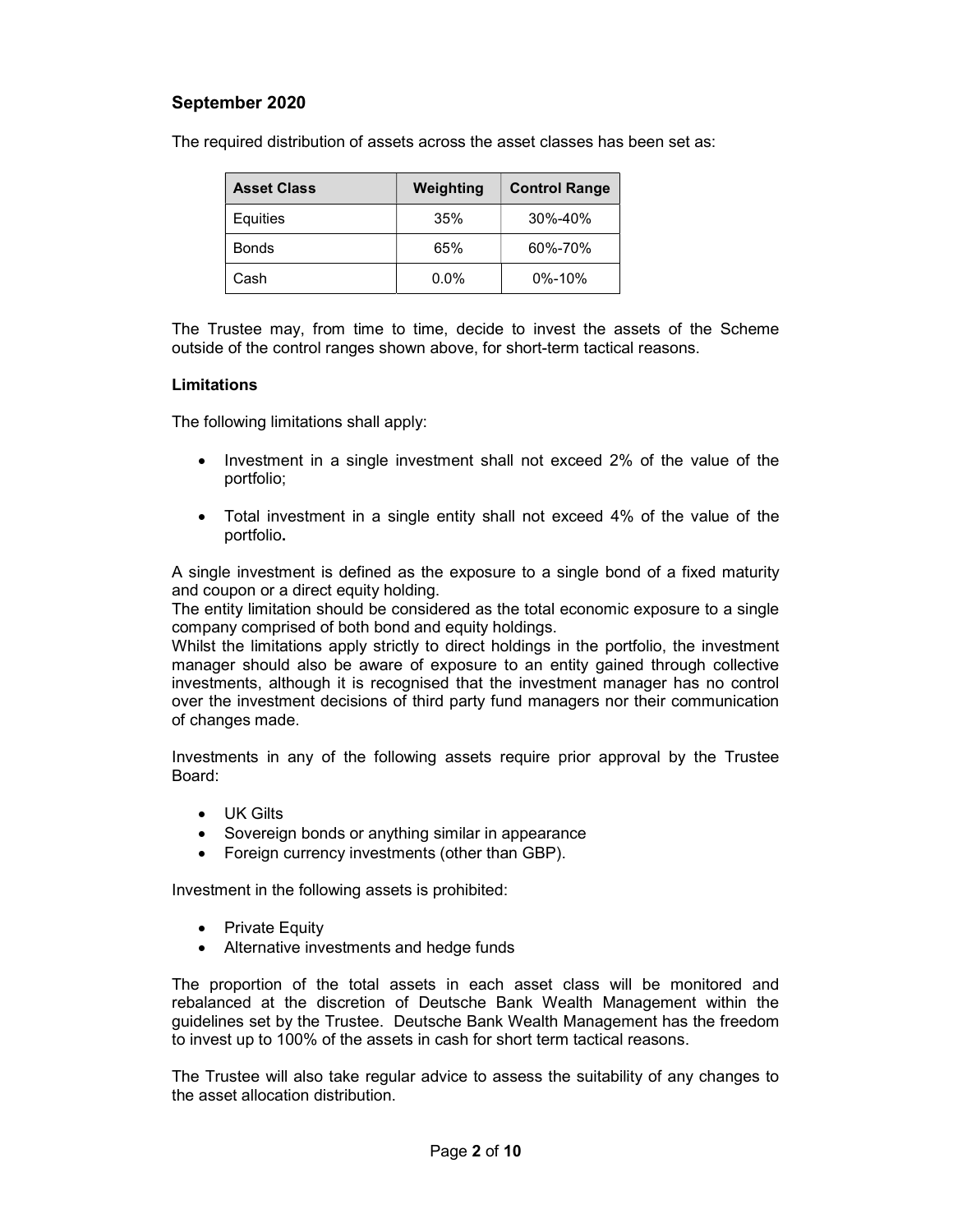## September 2020

The required distribution of assets across the asset classes has been set as:

| Asset Class | Weighting | Control Range |
| --- | --- | --- |
| Equities | 35% | 30%-40% |
| Bonds | 65% | 60%-70% |
| Cash | 0.0% | 0%-10% |

The Trustee may, from time to time, decide to invest the assets of the Scheme outside of the control ranges shown above, for short-term tactical reasons.

**Limitations**

The following limitations shall apply:

- Investment in a single investment shall not exceed 2% of the value of the portfolio;
- Total investment in a single entity shall not exceed 4% of the value of the portfolio**.**

A single investment is defined as the exposure to a single bond of a fixed maturity and coupon or a direct equity holding.
The entity limitation should be considered as the total economic exposure to a single company comprised of both bond and equity holdings.
Whilst the limitations apply strictly to direct holdings in the portfolio, the investment manager should also be aware of exposure to an entity gained through collective investments, although it is recognised that the investment manager has no control over the investment decisions of third party fund managers nor their communication of changes made.

Investments in any of the following assets require prior approval by the Trustee Board:

- UK Gilts
- Sovereign bonds or anything similar in appearance
- Foreign currency investments (other than GBP).

Investment in the following assets is prohibited:

- Private Equity
- Alternative investments and hedge funds

The proportion of the total assets in each asset class will be monitored and rebalanced at the discretion of Deutsche Bank Wealth Management within the guidelines set by the Trustee. Deutsche Bank Wealth Management has the freedom to invest up to 100% of the assets in cash for short term tactical reasons.

The Trustee will also take regular advice to assess the suitability of any changes to the asset allocation distribution.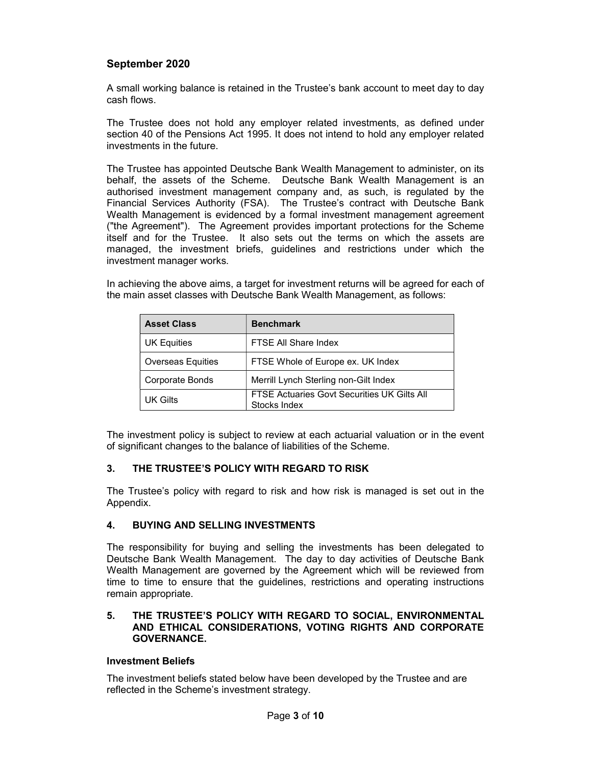**September 2020**

A small working balance is retained in the Trustee's bank account to meet day to day cash flows.

The Trustee does not hold any employer related investments, as defined under section 40 of the Pensions Act 1995. It does not intend to hold any employer related investments in the future.

The Trustee has appointed Deutsche Bank Wealth Management to administer, on its behalf, the assets of the Scheme. Deutsche Bank Wealth Management is an authorised investment management company and, as such, is regulated by the Financial Services Authority (FSA). The Trustee's contract with Deutsche Bank Wealth Management is evidenced by a formal investment management agreement ("the Agreement"). The Agreement provides important protections for the Scheme itself and for the Trustee. It also sets out the terms on which the assets are managed, the investment briefs, guidelines and restrictions under which the investment manager works.

In achieving the above aims, a target for investment returns will be agreed for each of the main asset classes with Deutsche Bank Wealth Management, as follows:

| Asset Class | Benchmark |
|---|---|
| UK Equities | FTSE All Share Index |
| Overseas Equities | FTSE Whole of Europe ex. UK Index |
| Corporate Bonds | Merrill Lynch Sterling non-Gilt Index |
| UK Gilts | FTSE Actuaries Govt Securities UK Gilts All Stocks Index |

The investment policy is subject to review at each actuarial valuation or in the event of significant changes to the balance of liabilities of the Scheme.

## 3. THE TRUSTEE'S POLICY WITH REGARD TO RISK

The Trustee's policy with regard to risk and how risk is managed is set out in the Appendix.

## 4. BUYING AND SELLING INVESTMENTS

The responsibility for buying and selling the investments has been delegated to Deutsche Bank Wealth Management. The day to day activities of Deutsche Bank Wealth Management are governed by the Agreement which will be reviewed from time to time to ensure that the guidelines, restrictions and operating instructions remain appropriate.

## 5. THE TRUSTEE'S POLICY WITH REGARD TO SOCIAL, ENVIRONMENTAL AND ETHICAL CONSIDERATIONS, VOTING RIGHTS AND CORPORATE GOVERNANCE.

### Investment Beliefs

The investment beliefs stated below have been developed by the Trustee and are reflected in the Scheme's investment strategy.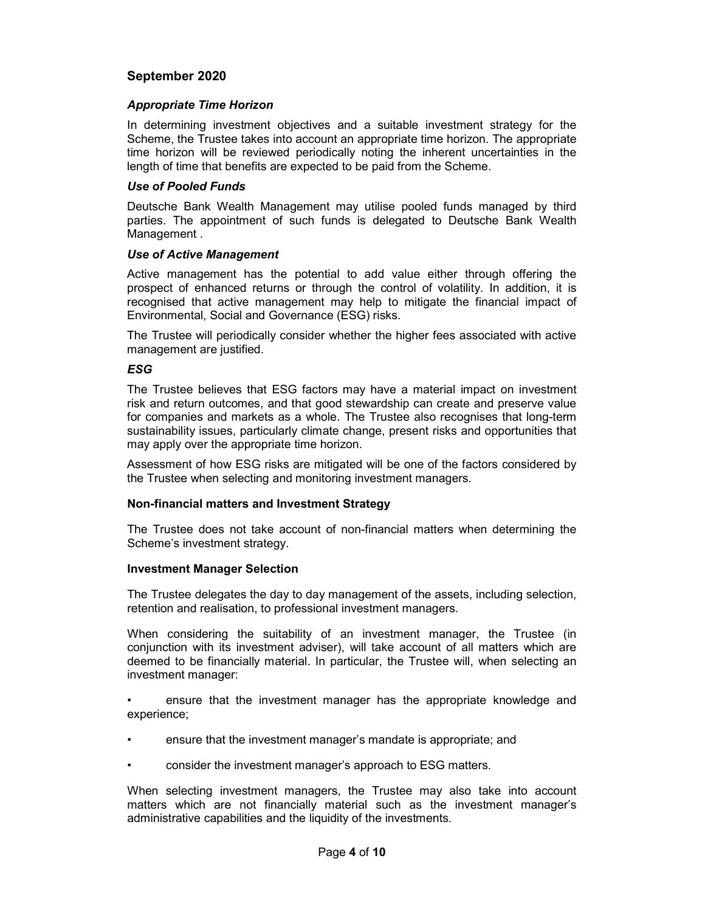## September 2020

### *Appropriate Time Horizon*

In determining investment objectives and a suitable investment strategy for the Scheme, the Trustee takes into account an appropriate time horizon. The appropriate time horizon will be reviewed periodically noting the inherent uncertainties in the length of time that benefits are expected to be paid from the Scheme.

### *Use of Pooled Funds*

Deutsche Bank Wealth Management may utilise pooled funds managed by third parties. The appointment of such funds is delegated to Deutsche Bank Wealth Management .

### *Use of Active Management*

Active management has the potential to add value either through offering the prospect of enhanced returns or through the control of volatility. In addition, it is recognised that active management may help to mitigate the financial impact of Environmental, Social and Governance (ESG) risks.

The Trustee will periodically consider whether the higher fees associated with active management are justified.

### *ESG*

The Trustee believes that ESG factors may have a material impact on investment risk and return outcomes, and that good stewardship can create and preserve value for companies and markets as a whole. The Trustee also recognises that long-term sustainability issues, particularly climate change, present risks and opportunities that may apply over the appropriate time horizon.

Assessment of how ESG risks are mitigated will be one of the factors considered by the Trustee when selecting and monitoring investment managers.

### **Non-financial matters and Investment Strategy**

The Trustee does not take account of non-financial matters when determining the Scheme's investment strategy.

### **Investment Manager Selection**

The Trustee delegates the day to day management of the assets, including selection, retention and realisation, to professional investment managers.

When considering the suitability of an investment manager, the Trustee (in conjunction with its investment adviser), will take account of all matters which are deemed to be financially material. In particular, the Trustee will, when selecting an investment manager:

- ensure that the investment manager has the appropriate knowledge and experience;
- ensure that the investment manager's mandate is appropriate; and
- consider the investment manager's approach to ESG matters.

When selecting investment managers, the Trustee may also take into account matters which are not financially material such as the investment manager's administrative capabilities and the liquidity of the investments.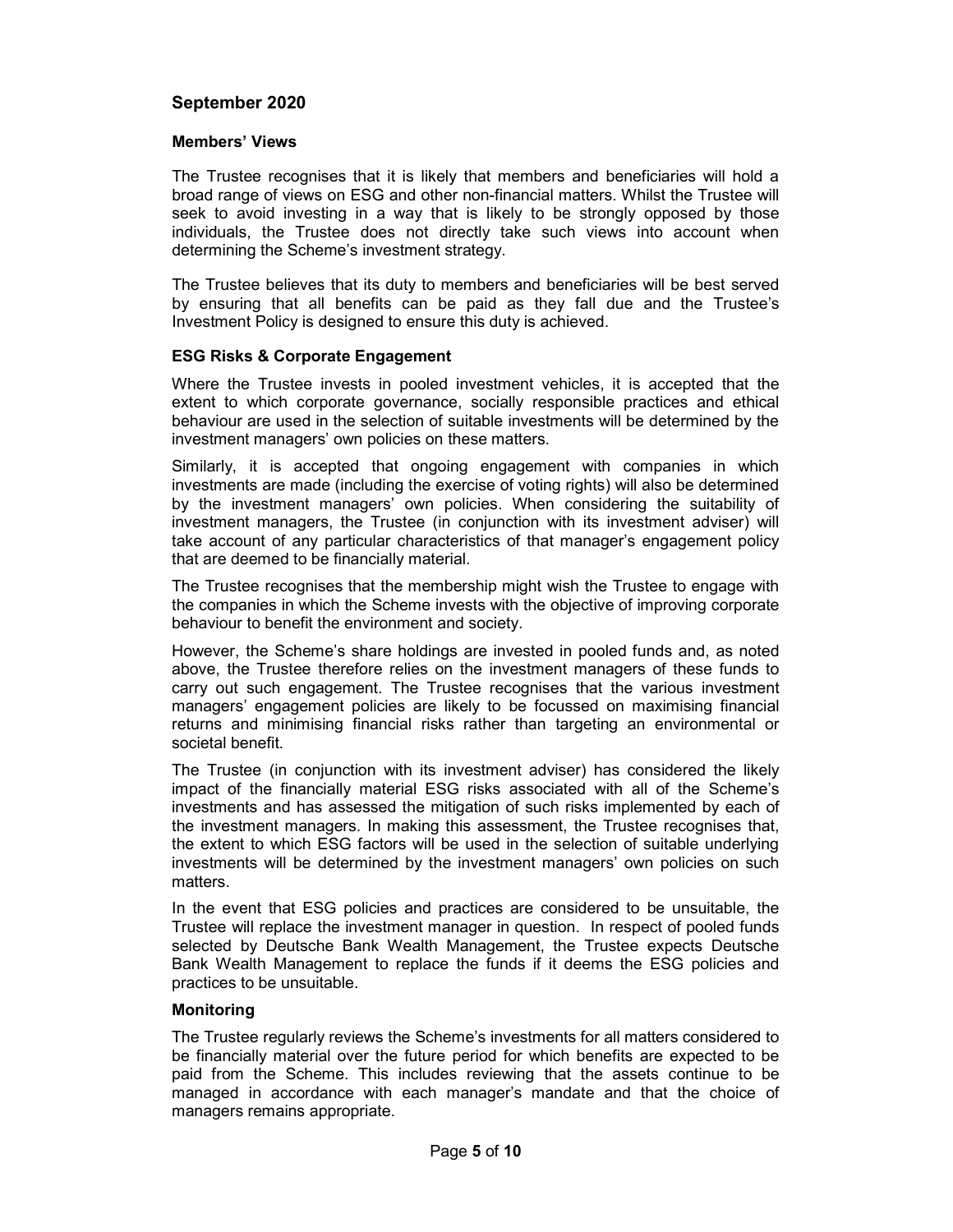**September 2020**

**Members' Views**

The Trustee recognises that it is likely that members and beneficiaries will hold a broad range of views on ESG and other non-financial matters. Whilst the Trustee will seek to avoid investing in a way that is likely to be strongly opposed by those individuals, the Trustee does not directly take such views into account when determining the Scheme's investment strategy.

The Trustee believes that its duty to members and beneficiaries will be best served by ensuring that all benefits can be paid as they fall due and the Trustee's Investment Policy is designed to ensure this duty is achieved.

**ESG Risks & Corporate Engagement**

Where the Trustee invests in pooled investment vehicles, it is accepted that the extent to which corporate governance, socially responsible practices and ethical behaviour are used in the selection of suitable investments will be determined by the investment managers' own policies on these matters.

Similarly, it is accepted that ongoing engagement with companies in which investments are made (including the exercise of voting rights) will also be determined by the investment managers' own policies. When considering the suitability of investment managers, the Trustee (in conjunction with its investment adviser) will take account of any particular characteristics of that manager's engagement policy that are deemed to be financially material.

The Trustee recognises that the membership might wish the Trustee to engage with the companies in which the Scheme invests with the objective of improving corporate behaviour to benefit the environment and society.

However, the Scheme's share holdings are invested in pooled funds and, as noted above, the Trustee therefore relies on the investment managers of these funds to carry out such engagement. The Trustee recognises that the various investment managers' engagement policies are likely to be focussed on maximising financial returns and minimising financial risks rather than targeting an environmental or societal benefit.

The Trustee (in conjunction with its investment adviser) has considered the likely impact of the financially material ESG risks associated with all of the Scheme's investments and has assessed the mitigation of such risks implemented by each of the investment managers. In making this assessment, the Trustee recognises that, the extent to which ESG factors will be used in the selection of suitable underlying investments will be determined by the investment managers' own policies on such matters.

In the event that ESG policies and practices are considered to be unsuitable, the Trustee will replace the investment manager in question. In respect of pooled funds selected by Deutsche Bank Wealth Management, the Trustee expects Deutsche Bank Wealth Management to replace the funds if it deems the ESG policies and practices to be unsuitable.

**Monitoring**

The Trustee regularly reviews the Scheme's investments for all matters considered to be financially material over the future period for which benefits are expected to be paid from the Scheme. This includes reviewing that the assets continue to be managed in accordance with each manager's mandate and that the choice of managers remains appropriate.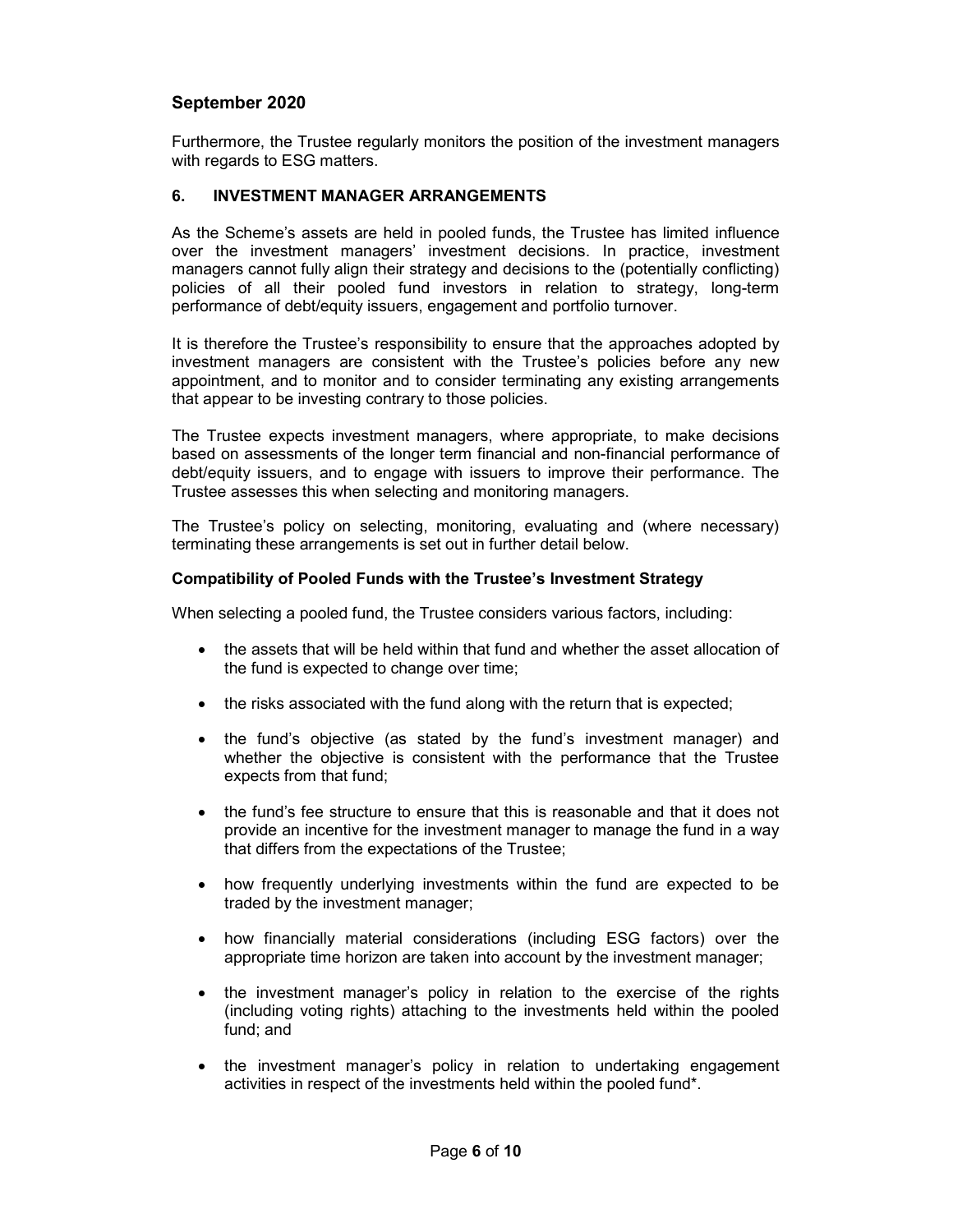Furthermore, the Trustee regularly monitors the position of the investment managers with regards to ESG matters.

## 6. INVESTMENT MANAGER ARRANGEMENTS

As the Scheme's assets are held in pooled funds, the Trustee has limited influence over the investment managers' investment decisions. In practice, investment managers cannot fully align their strategy and decisions to the (potentially conflicting) policies of all their pooled fund investors in relation to strategy, long-term performance of debt/equity issuers, engagement and portfolio turnover.

It is therefore the Trustee's responsibility to ensure that the approaches adopted by investment managers are consistent with the Trustee's policies before any new appointment, and to monitor and to consider terminating any existing arrangements that appear to be investing contrary to those policies.

The Trustee expects investment managers, where appropriate, to make decisions based on assessments of the longer term financial and non-financial performance of debt/equity issuers, and to engage with issuers to improve their performance. The Trustee assesses this when selecting and monitoring managers.

The Trustee's policy on selecting, monitoring, evaluating and (where necessary) terminating these arrangements is set out in further detail below.

### Compatibility of Pooled Funds with the Trustee's Investment Strategy

When selecting a pooled fund, the Trustee considers various factors, including:

- the assets that will be held within that fund and whether the asset allocation of the fund is expected to change over time;
- the risks associated with the fund along with the return that is expected;
- the fund's objective (as stated by the fund's investment manager) and whether the objective is consistent with the performance that the Trustee expects from that fund;
- the fund's fee structure to ensure that this is reasonable and that it does not provide an incentive for the investment manager to manage the fund in a way that differs from the expectations of the Trustee;
- how frequently underlying investments within the fund are expected to be traded by the investment manager;
- how financially material considerations (including ESG factors) over the appropriate time horizon are taken into account by the investment manager;
- the investment manager's policy in relation to the exercise of the rights (including voting rights) attaching to the investments held within the pooled fund; and
- the investment manager's policy in relation to undertaking engagement activities in respect of the investments held within the pooled fund*.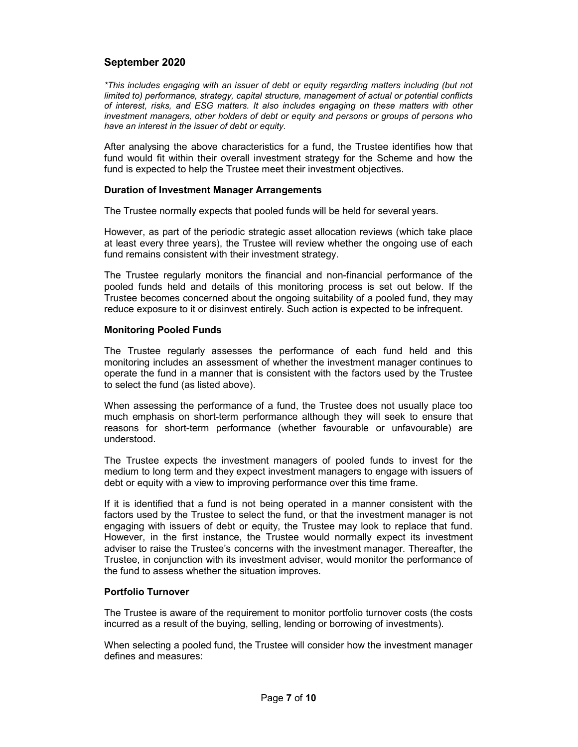*This includes engaging with an issuer of debt or equity regarding matters including (but not limited to) performance, strategy, capital structure, management of actual or potential conflicts of interest, risks, and ESG matters. It also includes engaging on these matters with other investment managers, other holders of debt or equity and persons or groups of persons who have an interest in the issuer of debt or equity.*

After analysing the above characteristics for a fund, the Trustee identifies how that fund would fit within their overall investment strategy for the Scheme and how the fund is expected to help the Trustee meet their investment objectives.

**Duration of Investment Manager Arrangements**

The Trustee normally expects that pooled funds will be held for several years.

However, as part of the periodic strategic asset allocation reviews (which take place at least every three years), the Trustee will review whether the ongoing use of each fund remains consistent with their investment strategy.

The Trustee regularly monitors the financial and non-financial performance of the pooled funds held and details of this monitoring process is set out below. If the Trustee becomes concerned about the ongoing suitability of a pooled fund, they may reduce exposure to it or disinvest entirely. Such action is expected to be infrequent.

**Monitoring Pooled Funds**

The Trustee regularly assesses the performance of each fund held and this monitoring includes an assessment of whether the investment manager continues to operate the fund in a manner that is consistent with the factors used by the Trustee to select the fund (as listed above).

When assessing the performance of a fund, the Trustee does not usually place too much emphasis on short-term performance although they will seek to ensure that reasons for short-term performance (whether favourable or unfavourable) are understood.

The Trustee expects the investment managers of pooled funds to invest for the medium to long term and they expect investment managers to engage with issuers of debt or equity with a view to improving performance over this time frame.

If it is identified that a fund is not being operated in a manner consistent with the factors used by the Trustee to select the fund, or that the investment manager is not engaging with issuers of debt or equity, the Trustee may look to replace that fund. However, in the first instance, the Trustee would normally expect its investment adviser to raise the Trustee's concerns with the investment manager. Thereafter, the Trustee, in conjunction with its investment adviser, would monitor the performance of the fund to assess whether the situation improves.

**Portfolio Turnover**

The Trustee is aware of the requirement to monitor portfolio turnover costs (the costs incurred as a result of the buying, selling, lending or borrowing of investments).

When selecting a pooled fund, the Trustee will consider how the investment manager defines and measures: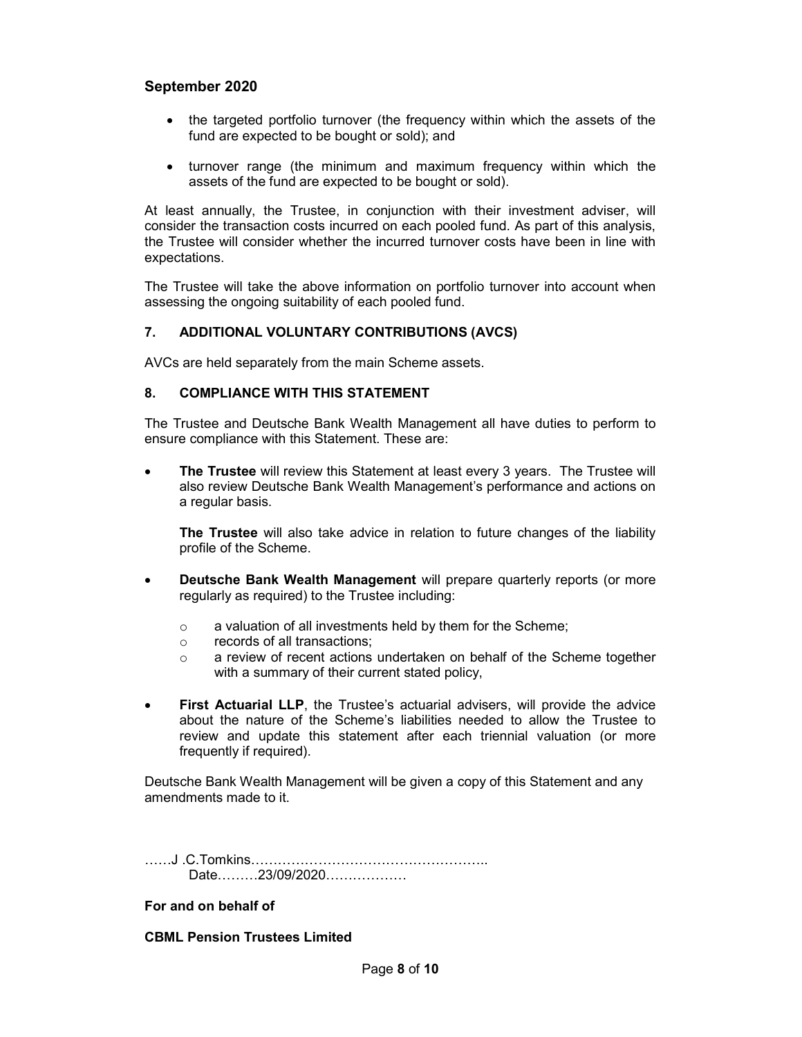- the targeted portfolio turnover (the frequency within which the assets of the fund are expected to be bought or sold); and

- turnover range (the minimum and maximum frequency within which the assets of the fund are expected to be bought or sold).

At least annually, the Trustee, in conjunction with their investment adviser, will consider the transaction costs incurred on each pooled fund. As part of this analysis, the Trustee will consider whether the incurred turnover costs have been in line with expectations.

The Trustee will take the above information on portfolio turnover into account when assessing the ongoing suitability of each pooled fund.

## 7. ADDITIONAL VOLUNTARY CONTRIBUTIONS (AVCS)

AVCs are held separately from the main Scheme assets.

## 8. COMPLIANCE WITH THIS STATEMENT

The Trustee and Deutsche Bank Wealth Management all have duties to perform to ensure compliance with this Statement. These are:

- **The Trustee** will review this Statement at least every 3 years. The Trustee will also review Deutsche Bank Wealth Management's performance and actions on a regular basis.

  **The Trustee** will also take advice in relation to future changes of the liability profile of the Scheme.

- **Deutsche Bank Wealth Management** will prepare quarterly reports (or more regularly as required) to the Trustee including:

  - a valuation of all investments held by them for the Scheme;
  - records of all transactions;
  - a review of recent actions undertaken on behalf of the Scheme together with a summary of their current stated policy,

- **First Actuarial LLP**, the Trustee's actuarial advisers, will provide the advice about the nature of the Scheme's liabilities needed to allow the Trustee to review and update this statement after each triennial valuation (or more frequently if required).

Deutsche Bank Wealth Management will be given a copy of this Statement and any amendments made to it.

……J .C.Tomkins……………………………………………..
Date………23/09/2020………………

**For and on behalf of**

**CBML Pension Trustees Limited**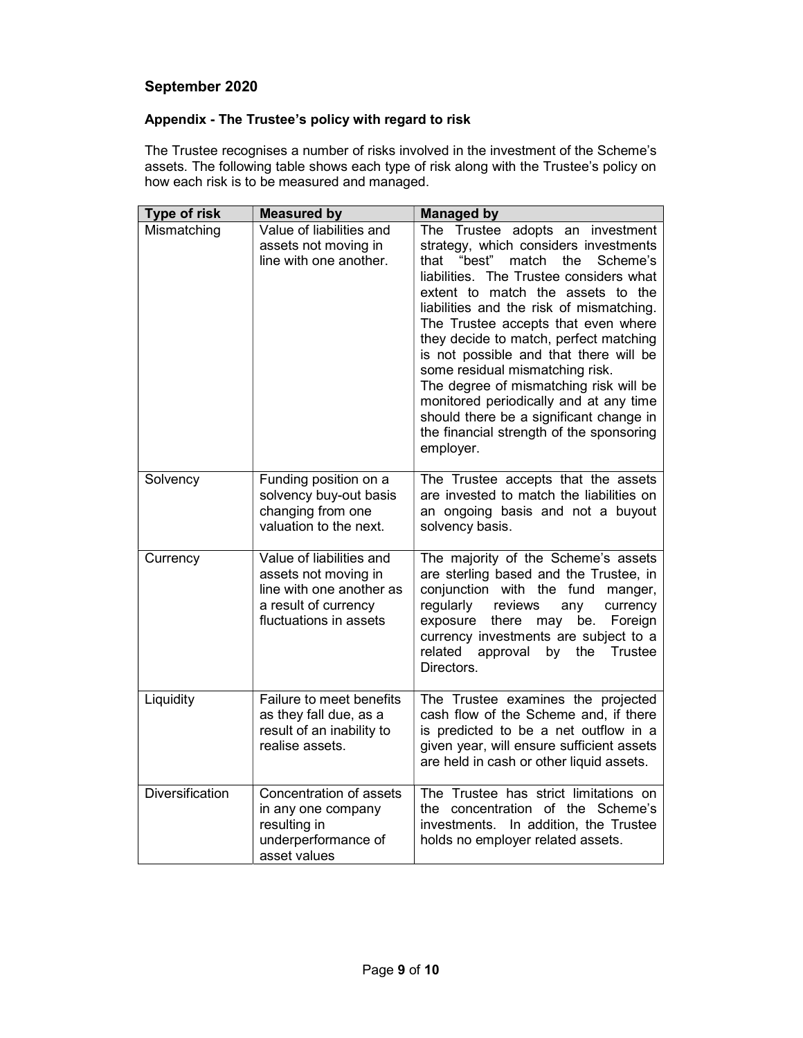## September 2020

### Appendix - The Trustee's policy with regard to risk

The Trustee recognises a number of risks involved in the investment of the Scheme's assets. The following table shows each type of risk along with the Trustee's policy on how each risk is to be measured and managed.

| Type of risk | Measured by | Managed by |
|---|---|---|
| Mismatching | Value of liabilities and assets not moving in line with one another. | The Trustee adopts an investment strategy, which considers investments that "best" match the Scheme's liabilities. The Trustee considers what extent to match the assets to the liabilities and the risk of mismatching. The Trustee accepts that even where they decide to match, perfect matching is not possible and that there will be some residual mismatching risk.<br>The degree of mismatching risk will be monitored periodically and at any time should there be a significant change in the financial strength of the sponsoring employer. |
| Solvency | Funding position on a solvency buy-out basis changing from one valuation to the next. | The Trustee accepts that the assets are invested to match the liabilities on an ongoing basis and not a buyout solvency basis. |
| Currency | Value of liabilities and assets not moving in line with one another as a result of currency fluctuations in assets | The majority of the Scheme's assets are sterling based and the Trustee, in conjunction with the fund manger, regularly reviews any currency exposure there may be. Foreign currency investments are subject to a related approval by the Trustee Directors. |
| Liquidity | Failure to meet benefits as they fall due, as a result of an inability to realise assets. | The Trustee examines the projected cash flow of the Scheme and, if there is predicted to be a net outflow in a given year, will ensure sufficient assets are held in cash or other liquid assets. |
| Diversification | Concentration of assets in any one company resulting in underperformance of asset values | The Trustee has strict limitations on the concentration of the Scheme's investments. In addition, the Trustee holds no employer related assets. |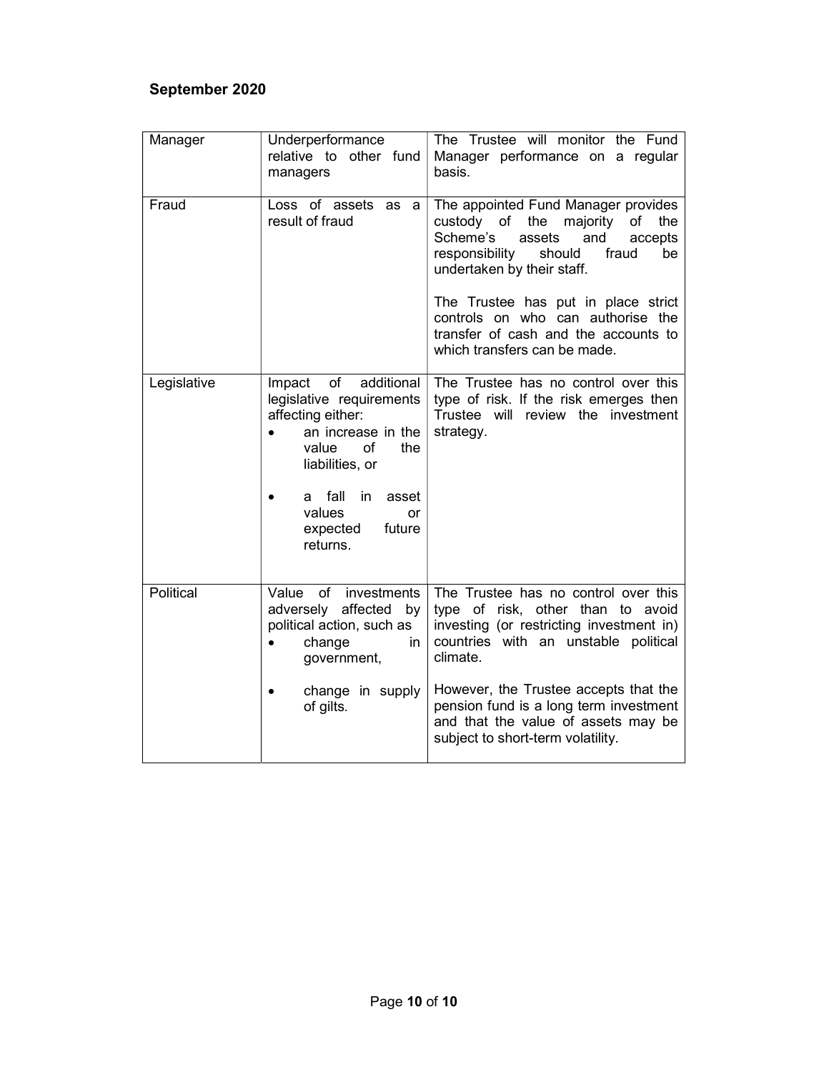**September 2020**

| | | |
|---|---|---|
| Manager | Underperformance relative to other fund managers | The Trustee will monitor the Fund Manager performance on a regular basis. |
| Fraud | Loss of assets as a result of fraud | The appointed Fund Manager provides custody of the majority of the Scheme's assets and accepts responsibility should fraud be undertaken by their staff.<br><br>The Trustee has put in place strict controls on who can authorise the transfer of cash and the accounts to which transfers can be made. |
| Legislative | Impact of additional legislative requirements affecting either:<br>• an increase in the value of the liabilities, or<br>• a fall in asset values or expected future returns. | The Trustee has no control over this type of risk. If the risk emerges then Trustee will review the investment strategy. |
| Political | Value of investments adversely affected by political action, such as<br>• change in government,<br>• change in supply of gilts. | The Trustee has no control over this type of risk, other than to avoid investing (or restricting investment in) countries with an unstable political climate.<br><br>However, the Trustee accepts that the pension fund is a long term investment and that the value of assets may be subject to short-term volatility. |